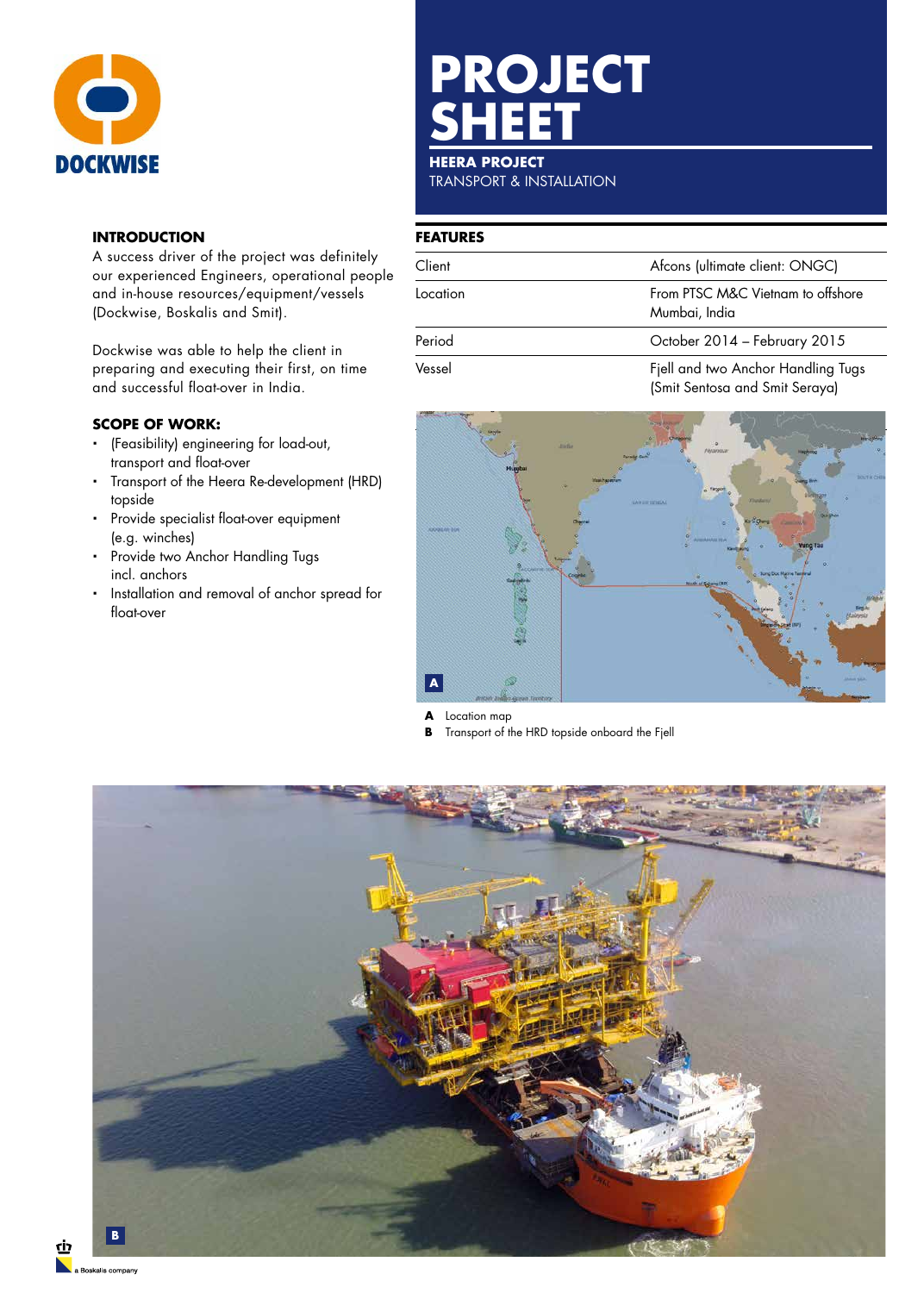# PROJECT SHEET

**HEERA PROJECT**
TRANSPORT & INSTALLATION

## INTRODUCTION

A success driver of the project was definitely our experienced Engineers, operational people and in-house resources/equipment/vessels (Dockwise, Boskalis and Smit).

Dockwise was able to help the client in preparing and executing their first, on time and successful float-over in India.

## SCOPE OF WORK:

- (Feasibility) engineering for load-out, transport and float-over
- Transport of the Heera Re-development (HRD) topside
- Provide specialist float-over equipment (e.g. winches)
- Provide two Anchor Handling Tugs incl. anchors
- Installation and removal of anchor spread for float-over

## FEATURES

| | |
|---|---|
| Client | Afcons (ultimate client: ONGC) |
| Location | From PTSC M&C Vietnam to offshore Mumbai, India |
| Period | October 2014 – February 2015 |
| Vessel | Fjell and two Anchor Handling Tugs (Smit Sentosa and Smit Seraya) |

**A** Location map
**B** Transport of the HRD topside onboard the Fjell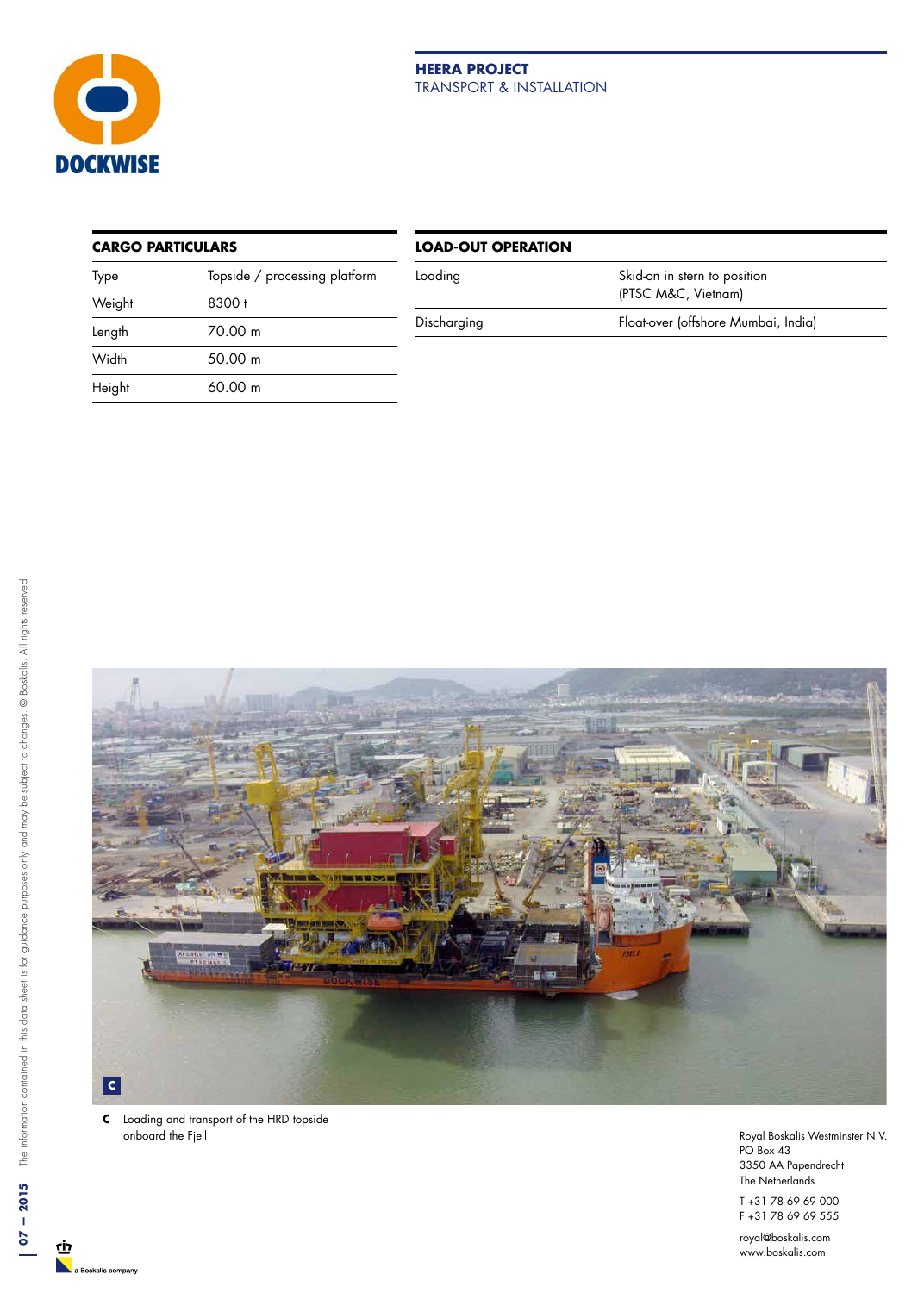DOCKWISE

## HEERA PROJECT
TRANSPORT & INSTALLATION

| CARGO PARTICULARS | |
|---|---|
| Type | Topside / processing platform |
| Weight | 8300 t |
| Length | 70.00 m |
| Width | 50.00 m |
| Height | 60.00 m |

| LOAD-OUT OPERATION | |
|---|---|
| Loading | Skid-on in stern to position (PTSC M&C, Vietnam) |
| Discharging | Float-over (offshore Mumbai, India) |

**C** Loading and transport of the HRD topside onboard the Fjell

The information contained in this data sheet is for guidance purposes only and may be subject to changes. © Boskalis. All rights reserved.

Royal Boskalis Westminster N.V.
PO Box 43
3350 AA Papendrecht
The Netherlands

T +31 78 69 69 000
F +31 78 69 69 555

royal@boskalis.com
www.boskalis.com

a Boskalis company